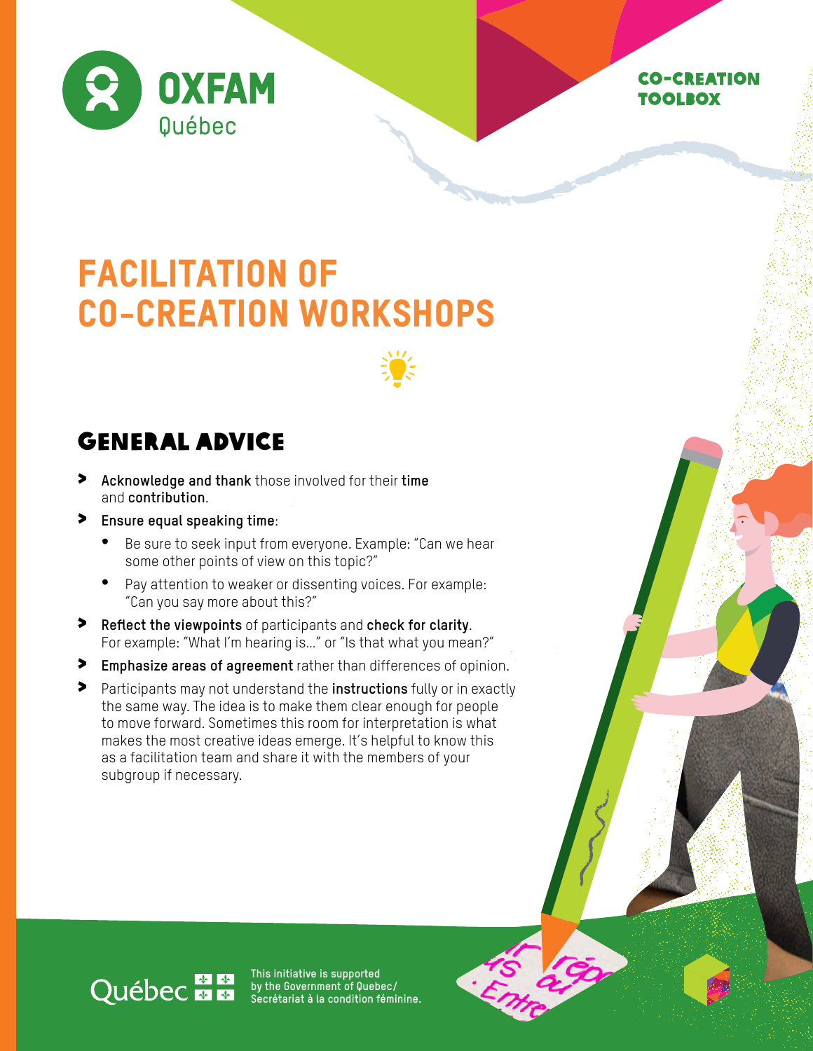Oxfam Québec

CO-CREATION TOOLBOX

# FACILITATION OF CO-CREATION WORKSHOPS

## GENERAL ADVICE

- **Acknowledge and thank** those involved for their **time** and **contribution**.
- **Ensure equal speaking time**:
  - Be sure to seek input from everyone. Example: "Can we hear some other points of view on this topic?"
  - Pay attention to weaker or dissenting voices. For example: "Can you say more about this?"
- **Reflect the viewpoints** of participants and **check for clarity**. For example: "What I'm hearing is..." or "Is that what you mean?"
- **Emphasize areas of agreement** rather than differences of opinion.
- Participants may not understand the **instructions** fully or in exactly the same way. The idea is to make them clear enough for people to move forward. Sometimes this room for interpretation is what makes the most creative ideas emerge. It's helpful to know this as a facilitation team and share it with the members of your subgroup if necessary.

Québec

This initiative is supported by the Government of Quebec/ Secrétariat à la condition féminine.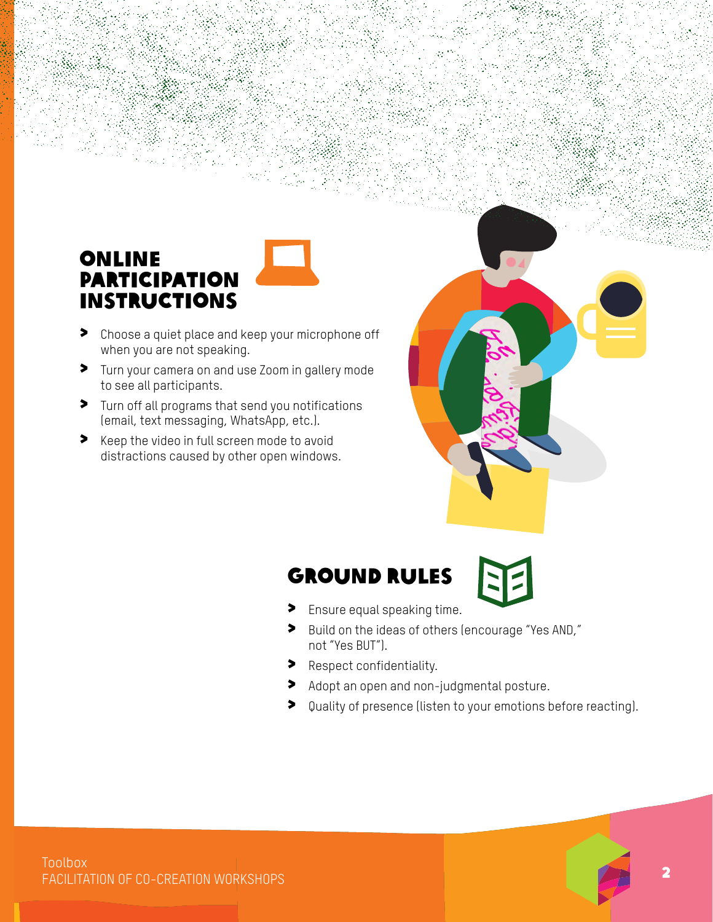## ONLINE PARTICIPATION INSTRUCTIONS

- Choose a quiet place and keep your microphone off when you are not speaking.
- Turn your camera on and use Zoom in gallery mode to see all participants.
- Turn off all programs that send you notifications (email, text messaging, WhatsApp, etc.).
- Keep the video in full screen mode to avoid distractions caused by other open windows.

## GROUND RULES

- Ensure equal speaking time.
- Build on the ideas of others (encourage "Yes AND," not "Yes BUT").
- Respect confidentiality.
- Adopt an open and non-judgmental posture.
- Quality of presence (listen to your emotions before reacting).